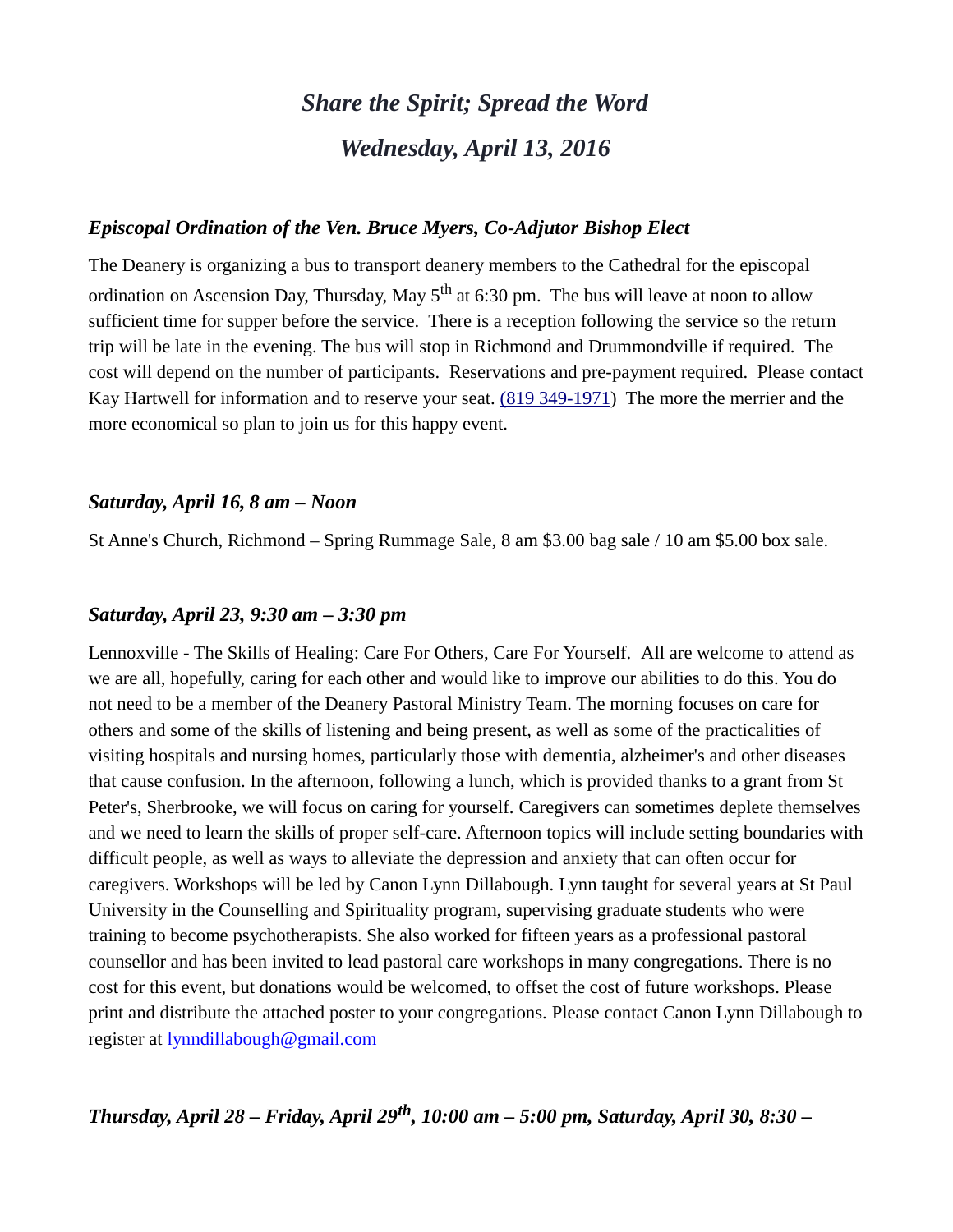# *Share the Spirit; Spread the Word*

## *Wednesday, April 13, 2016*

### *Episcopal Ordination of the Ven. Bruce Myers, Co-Adjutor Bishop Elect*

The Deanery is organizing a bus to transport deanery members to the Cathedral for the episcopal ordination on Ascension Day, Thursday, May 5th at 6:30 pm. The bus will leave at noon to allow sufficient time for supper before the service. There is a reception following the service so the return trip will be late in the evening. The bus will stop in Richmond and Drummondville if required. The cost will depend on the number of participants. Reservations and pre-payment required. Please contact Kay Hartwell for information and to reserve your seat. (819 349-1971) The more the merrier and the more economical so plan to join us for this happy event.

### *Saturday, April 16, 8 am – Noon*

St Anne's Church, Richmond – Spring Rummage Sale, 8 am $3.00 bag sale / 10 am $5.00 box sale.

### *Saturday, April 23, 9:30 am – 3:30 pm*

Lennoxville - The Skills of Healing: Care For Others, Care For Yourself. All are welcome to attend as we are all, hopefully, caring for each other and would like to improve our abilities to do this. You do not need to be a member of the Deanery Pastoral Ministry Team. The morning focuses on care for others and some of the skills of listening and being present, as well as some of the practicalities of visiting hospitals and nursing homes, particularly those with dementia, alzheimer's and other diseases that cause confusion. In the afternoon, following a lunch, which is provided thanks to a grant from St Peter's, Sherbrooke, we will focus on caring for yourself. Caregivers can sometimes deplete themselves and we need to learn the skills of proper self-care. Afternoon topics will include setting boundaries with difficult people, as well as ways to alleviate the depression and anxiety that can often occur for caregivers. Workshops will be led by Canon Lynn Dillabough. Lynn taught for several years at St Paul University in the Counselling and Spirituality program, supervising graduate students who were training to become psychotherapists. She also worked for fifteen years as a professional pastoral counsellor and has been invited to lead pastoral care workshops in many congregations. There is no cost for this event, but donations would be welcomed, to offset the cost of future workshops. Please print and distribute the attached poster to your congregations. Please contact Canon Lynn Dillabough to register at lynndillabough@gmail.com

### *Thursday, April 28 – Friday, April 29th, 10:00 am – 5:00 pm, Saturday, April 30, 8:30 –*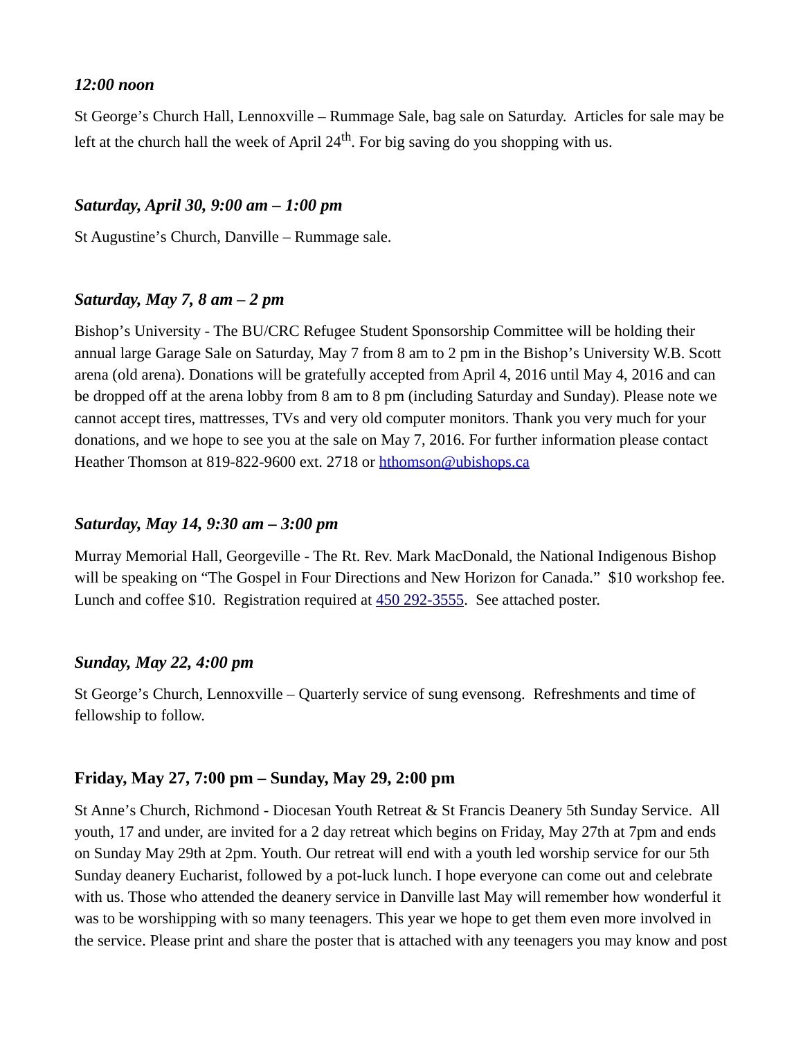*12:00 noon*

St George's Church Hall, Lennoxville – Rummage Sale, bag sale on Saturday. Articles for sale may be left at the church hall the week of April 24th. For big saving do you shopping with us.

***Saturday, April 30, 9:00 am – 1:00 pm***

St Augustine's Church, Danville – Rummage sale.

***Saturday, May 7, 8 am – 2 pm***

Bishop's University - The BU/CRC Refugee Student Sponsorship Committee will be holding their annual large Garage Sale on Saturday, May 7 from 8 am to 2 pm in the Bishop's University W.B. Scott arena (old arena). Donations will be gratefully accepted from April 4, 2016 until May 4, 2016 and can be dropped off at the arena lobby from 8 am to 8 pm (including Saturday and Sunday). Please note we cannot accept tires, mattresses, TVs and very old computer monitors. Thank you very much for your donations, and we hope to see you at the sale on May 7, 2016. For further information please contact Heather Thomson at 819-822-9600 ext. 2718 or [hthomson@ubishops.ca](mailto:hthomson@ubishops.ca)

***Saturday, May 14, 9:30 am – 3:00 pm***

Murray Memorial Hall, Georgeville - The Rt. Rev. Mark MacDonald, the National Indigenous Bishop will be speaking on "The Gospel in Four Directions and New Horizon for Canada." $10 workshop fee. Lunch and coffee $10. Registration required at 450 292-3555. See attached poster.

***Sunday, May 22, 4:00 pm***

St George's Church, Lennoxville – Quarterly service of sung evensong. Refreshments and time of fellowship to follow.

**Friday, May 27, 7:00 pm – Sunday, May 29, 2:00 pm**

St Anne's Church, Richmond - Diocesan Youth Retreat & St Francis Deanery 5th Sunday Service. All youth, 17 and under, are invited for a 2 day retreat which begins on Friday, May 27th at 7pm and ends on Sunday May 29th at 2pm. Youth. Our retreat will end with a youth led worship service for our 5th Sunday deanery Eucharist, followed by a pot-luck lunch. I hope everyone can come out and celebrate with us. Those who attended the deanery service in Danville last May will remember how wonderful it was to be worshipping with so many teenagers. This year we hope to get them even more involved in the service. Please print and share the poster that is attached with any teenagers you may know and post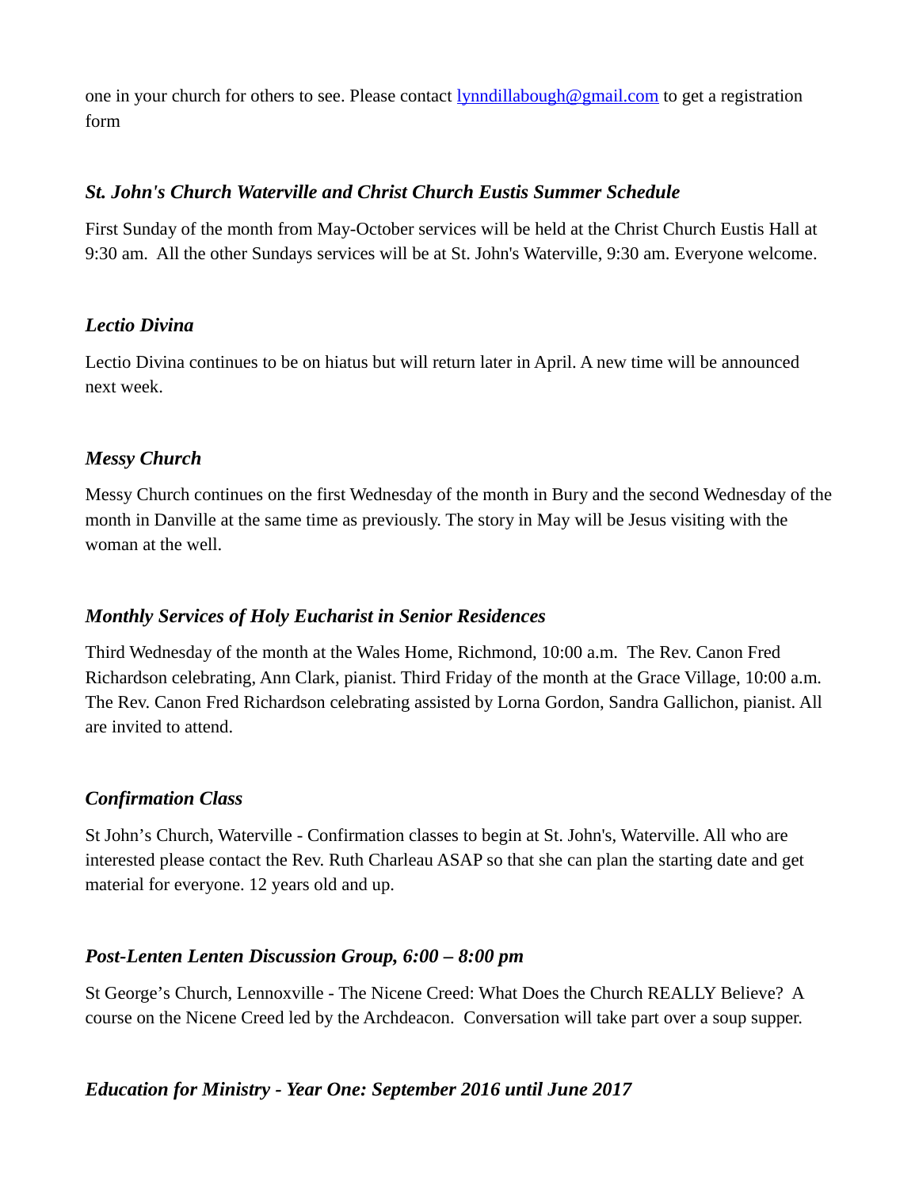one in your church for others to see. Please contact [lynndillabough@gmail.com](mailto:lynndillabough@gmail.com) to get a registration form

### *St. John's Church Waterville and Christ Church Eustis Summer Schedule*

First Sunday of the month from May-October services will be held at the Christ Church Eustis Hall at 9:30 am. All the other Sundays services will be at St. John's Waterville, 9:30 am. Everyone welcome.

### *Lectio Divina*

Lectio Divina continues to be on hiatus but will return later in April. A new time will be announced next week.

### *Messy Church*

Messy Church continues on the first Wednesday of the month in Bury and the second Wednesday of the month in Danville at the same time as previously. The story in May will be Jesus visiting with the woman at the well.

### *Monthly Services of Holy Eucharist in Senior Residences*

Third Wednesday of the month at the Wales Home, Richmond, 10:00 a.m. The Rev. Canon Fred Richardson celebrating, Ann Clark, pianist. Third Friday of the month at the Grace Village, 10:00 a.m. The Rev. Canon Fred Richardson celebrating assisted by Lorna Gordon, Sandra Gallichon, pianist. All are invited to attend.

### *Confirmation Class*

St John's Church, Waterville - Confirmation classes to begin at St. John's, Waterville. All who are interested please contact the Rev. Ruth Charleau ASAP so that she can plan the starting date and get material for everyone. 12 years old and up.

### *Post-Lenten Lenten Discussion Group, 6:00 – 8:00 pm*

St George's Church, Lennoxville - The Nicene Creed: What Does the Church REALLY Believe? A course on the Nicene Creed led by the Archdeacon. Conversation will take part over a soup supper.

### *Education for Ministry - Year One: September 2016 until June 2017*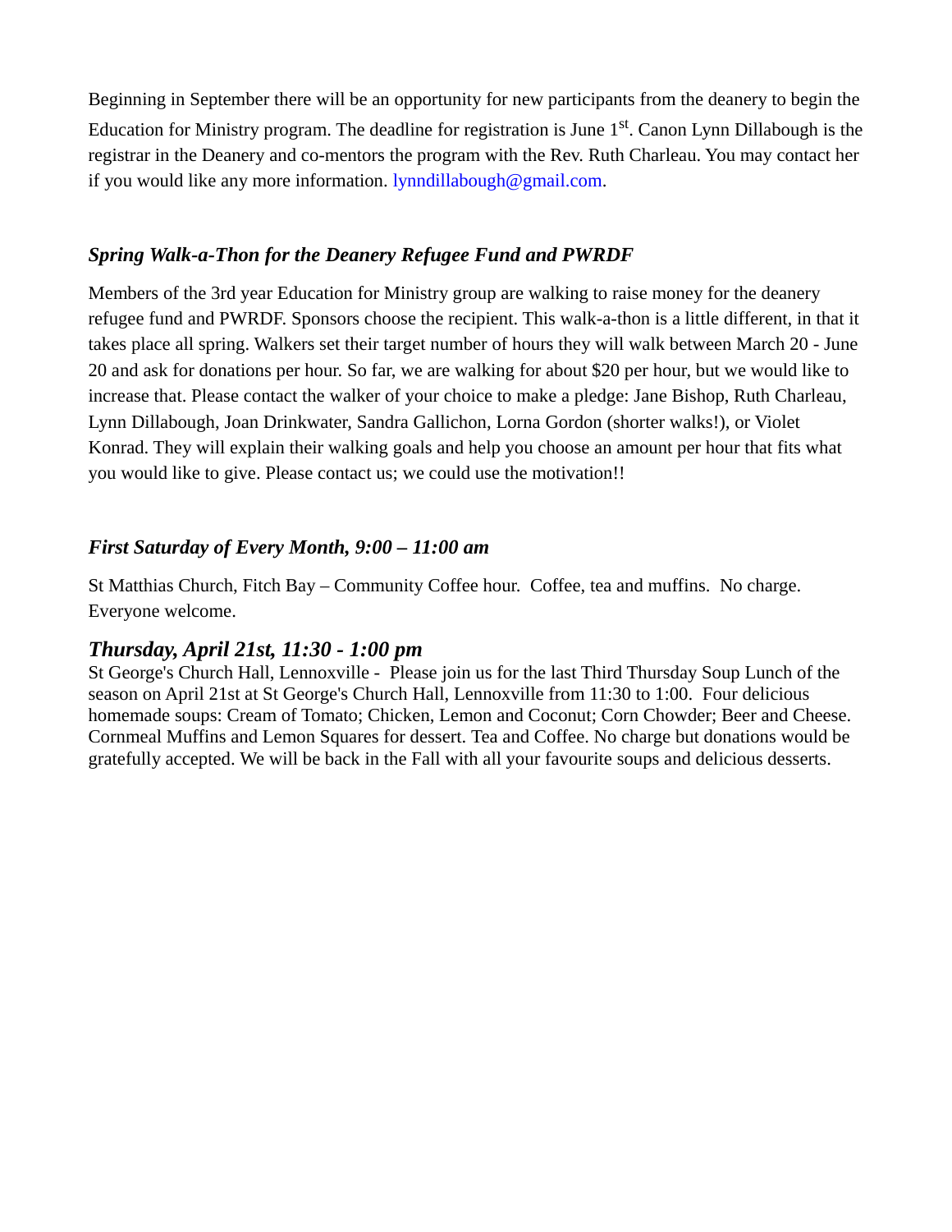Beginning in September there will be an opportunity for new participants from the deanery to begin the Education for Ministry program. The deadline for registration is June 1st. Canon Lynn Dillabough is the registrar in the Deanery and co-mentors the program with the Rev. Ruth Charleau. You may contact her if you would like any more information. lynndillabough@gmail.com.

### *Spring Walk-a-Thon for the Deanery Refugee Fund and PWRDF*

Members of the 3rd year Education for Ministry group are walking to raise money for the deanery refugee fund and PWRDF. Sponsors choose the recipient. This walk-a-thon is a little different, in that it takes place all spring. Walkers set their target number of hours they will walk between March 20 - June 20 and ask for donations per hour. So far, we are walking for about $20 per hour, but we would like to increase that. Please contact the walker of your choice to make a pledge: Jane Bishop, Ruth Charleau, Lynn Dillabough, Joan Drinkwater, Sandra Gallichon, Lorna Gordon (shorter walks!), or Violet Konrad. They will explain their walking goals and help you choose an amount per hour that fits what you would like to give. Please contact us; we could use the motivation!!

### *First Saturday of Every Month, 9:00 – 11:00 am*

St Matthias Church, Fitch Bay – Community Coffee hour. Coffee, tea and muffins. No charge. Everyone welcome.

### *Thursday, April 21st, 11:30 - 1:00 pm*

St George's Church Hall, Lennoxville - Please join us for the last Third Thursday Soup Lunch of the season on April 21st at St George's Church Hall, Lennoxville from 11:30 to 1:00. Four delicious homemade soups: Cream of Tomato; Chicken, Lemon and Coconut; Corn Chowder; Beer and Cheese. Cornmeal Muffins and Lemon Squares for dessert. Tea and Coffee. No charge but donations would be gratefully accepted. We will be back in the Fall with all your favourite soups and delicious desserts.